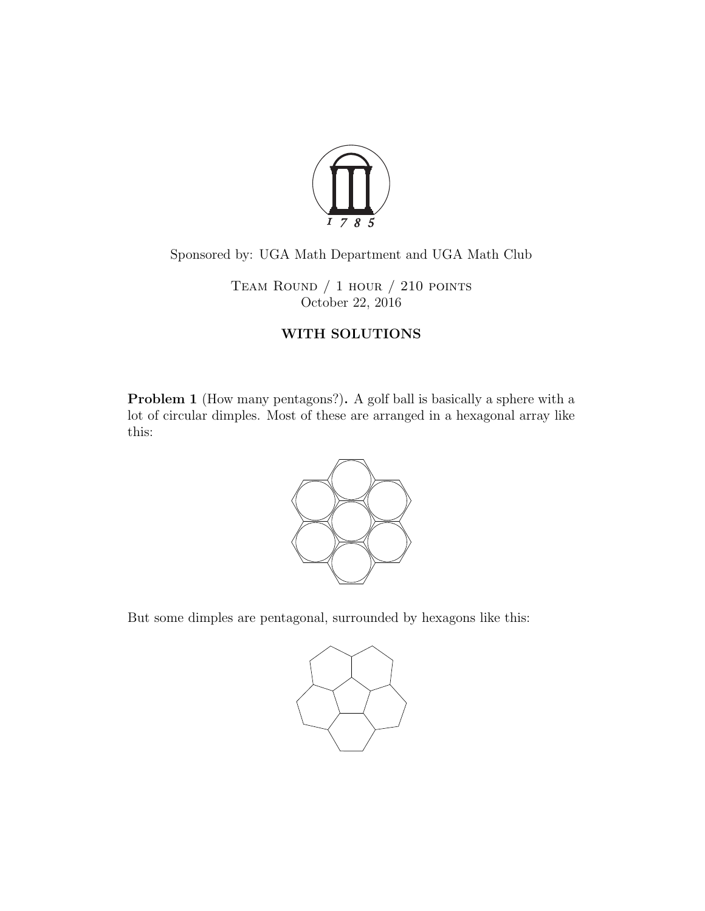Sponsored by: UGA Math Department and UGA Math Club

Team Round / 1 hour / 210 points
October 22, 2016

**WITH SOLUTIONS**

**Problem 1** (How many pentagons?)**.** A golf ball is basically a sphere with a lot of circular dimples. Most of these are arranged in a hexagonal array like this:

But some dimples are pentagonal, surrounded by hexagons like this: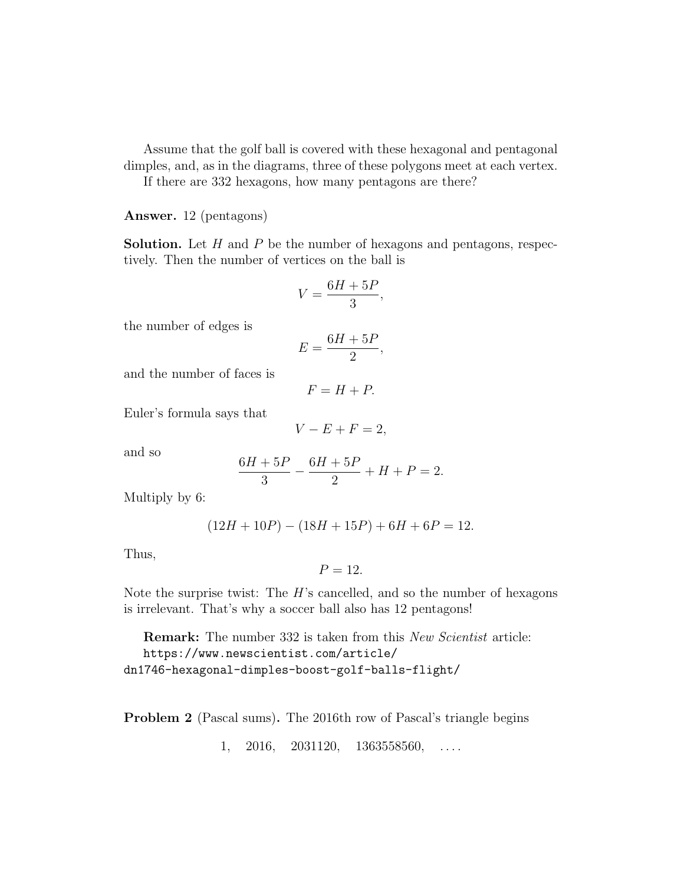Assume that the golf ball is covered with these hexagonal and pentagonal dimples, and, as in the diagrams, three of these polygons meet at each vertex.

If there are 332 hexagons, how many pentagons are there?

**Answer.** 12 (pentagons)

**Solution.** Let $H$ and $P$ be the number of hexagons and pentagons, respectively. Then the number of vertices on the ball is

$$V = \frac{6H + 5P}{3},$$

the number of edges is

$$E = \frac{6H + 5P}{2},$$

and the number of faces is

$$F = H + P.$$

Euler's formula says that

$$V - E + F = 2,$$

and so

$$\frac{6H + 5P}{3} - \frac{6H + 5P}{2} + H + P = 2.$$

Multiply by 6:

$$(12H + 10P) - (18H + 15P) + 6H + 6P = 12.$$

Thus,

$$P = 12.$$

Note the surprise twist: The $H$'s cancelled, and so the number of hexagons is irrelevant. That's why a soccer ball also has 12 pentagons!

**Remark:** The number 332 is taken from this *New Scientist* article: `https://www.newscientist.com/article/dn1746-hexagonal-dimples-boost-golf-balls-flight/`

**Problem 2** (Pascal sums)**.** The 2016th row of Pascal's triangle begins

$$1, \quad 2016, \quad 2031120, \quad 1363558560, \quad \ldots.$$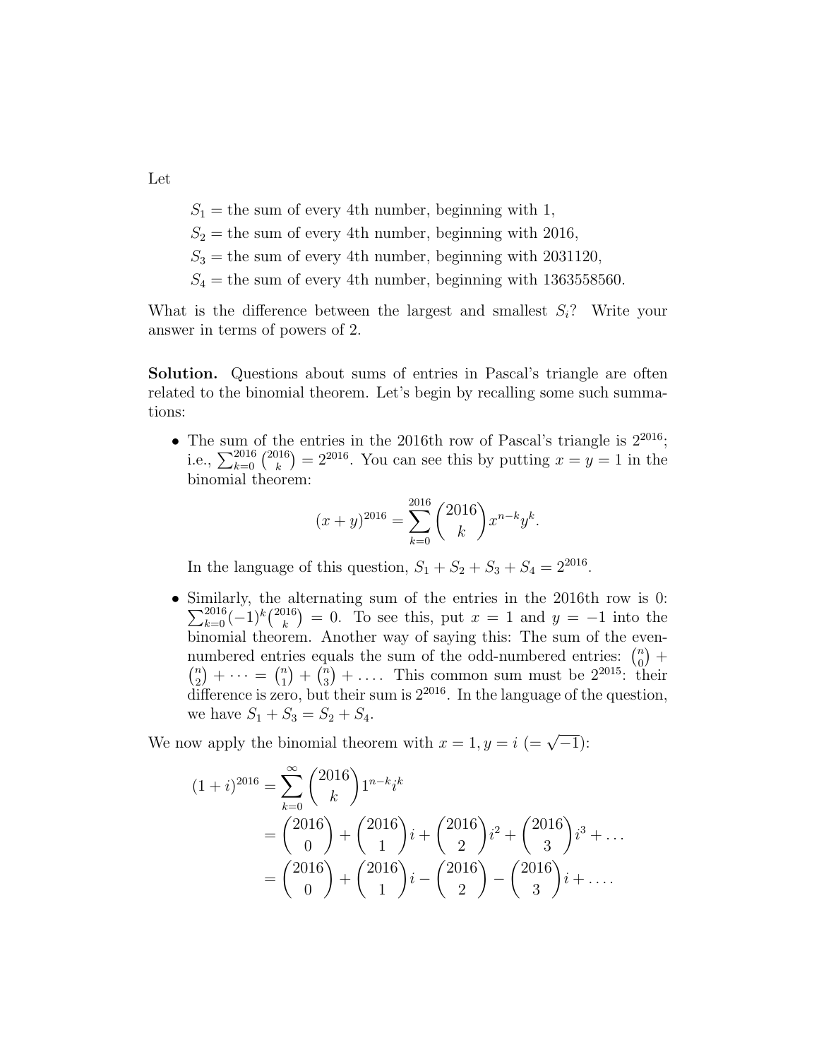Let

$S_1 =$ the sum of every 4th number, beginning with 1,
$S_2 =$ the sum of every 4th number, beginning with 2016,
$S_3 =$ the sum of every 4th number, beginning with 2031120,
$S_4 =$ the sum of every 4th number, beginning with 1363558560.

What is the difference between the largest and smallest $S_i$? Write your answer in terms of powers of 2.

**Solution.** Questions about sums of entries in Pascal's triangle are often related to the binomial theorem. Let's begin by recalling some such summations:

- The sum of the entries in the 2016th row of Pascal's triangle is $2^{2016}$; i.e., $\sum_{k=0}^{2016} \binom{2016}{k} = 2^{2016}$. You can see this by putting $x = y = 1$ in the binomial theorem:
$$(x+y)^{2016} = \sum_{k=0}^{2016} \binom{2016}{k} x^{n-k} y^k.$$
In the language of this question, $S_1 + S_2 + S_3 + S_4 = 2^{2016}$.
- Similarly, the alternating sum of the entries in the 2016th row is 0: $\sum_{k=0}^{2016} (-1)^k \binom{2016}{k} = 0$. To see this, put $x = 1$ and $y = -1$ into the binomial theorem. Another way of saying this: The sum of the even-numbered entries equals the sum of the odd-numbered entries: $\binom{n}{0} + \binom{n}{2} + \cdots = \binom{n}{1} + \binom{n}{3} + \ldots$. This common sum must be $2^{2015}$: their difference is zero, but their sum is $2^{2016}$. In the language of the question, we have $S_1 + S_3 = S_2 + S_4$.

We now apply the binomial theorem with $x = 1, y = i$ $(= \sqrt{-1})$:

$$\begin{aligned}
(1+i)^{2016} &= \sum_{k=0}^{\infty} \binom{2016}{k} 1^{n-k} i^k \\
&= \binom{2016}{0} + \binom{2016}{1} i + \binom{2016}{2} i^2 + \binom{2016}{3} i^3 + \ldots \\
&= \binom{2016}{0} + \binom{2016}{1} i - \binom{2016}{2} - \binom{2016}{3} i + \ldots.
\end{aligned}$$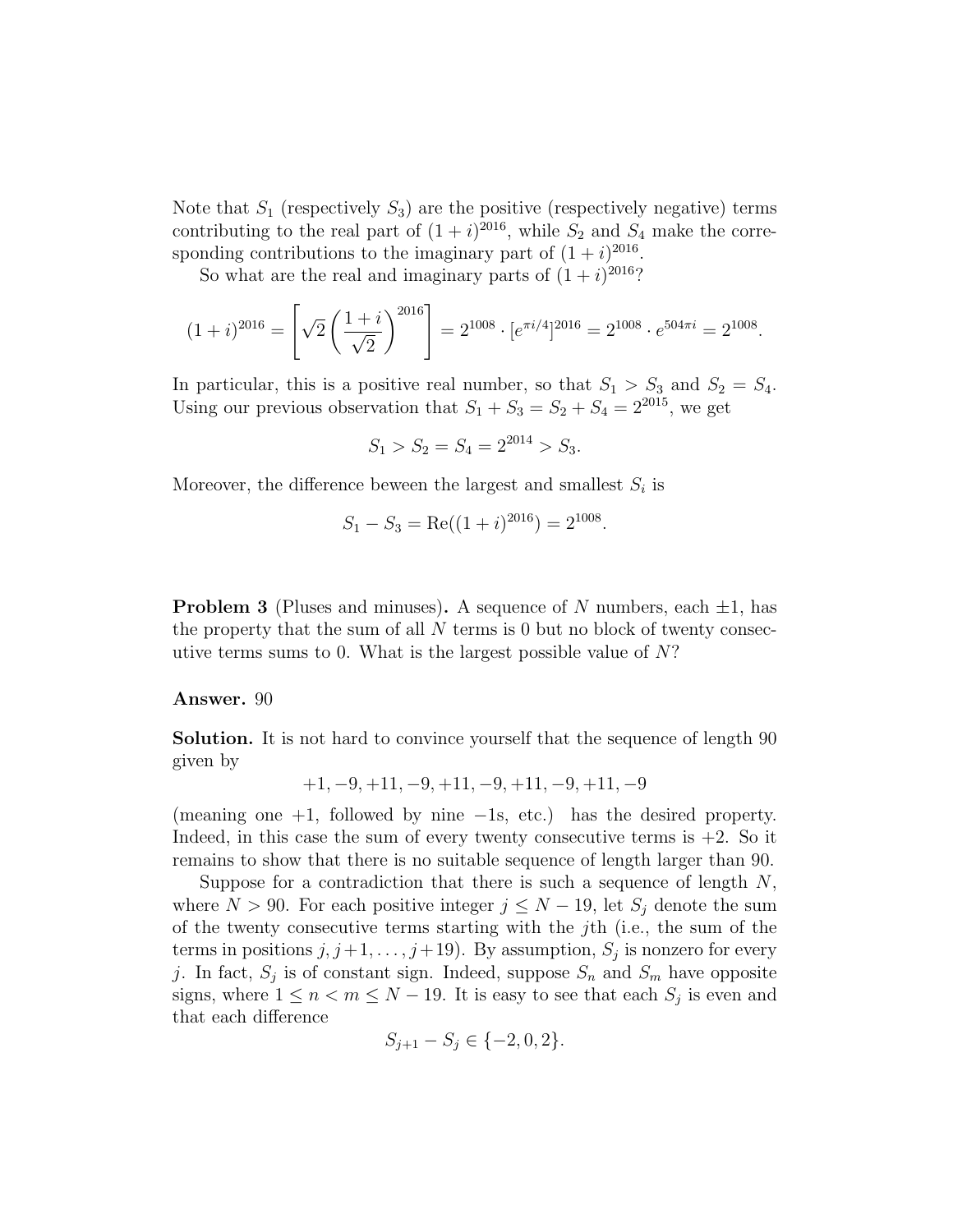Note that $S_1$ (respectively $S_3$) are the positive (respectively negative) terms contributing to the real part of $(1+i)^{2016}$, while $S_2$ and $S_4$ make the corresponding contributions to the imaginary part of $(1+i)^{2016}$.

So what are the real and imaginary parts of $(1+i)^{2016}$?

$$(1+i)^{2016} = \left[\sqrt{2}\left(\frac{1+i}{\sqrt{2}}\right)^{2016}\right] = 2^{1008} \cdot [e^{\pi i/4}]^{2016} = 2^{1008} \cdot e^{504\pi i} = 2^{1008}.$$

In particular, this is a positive real number, so that $S_1 > S_3$ and $S_2 = S_4$. Using our previous observation that $S_1 + S_3 = S_2 + S_4 = 2^{2015}$, we get

$$S_1 > S_2 = S_4 = 2^{2014} > S_3.$$

Moreover, the difference beween the largest and smallest $S_i$ is

$$S_1 - S_3 = \mathrm{Re}((1+i)^{2016}) = 2^{1008}.$$

**Problem 3** (Pluses and minuses)**.** A sequence of $N$ numbers, each $\pm 1$, has the property that the sum of all $N$ terms is 0 but no block of twenty consecutive terms sums to 0. What is the largest possible value of $N$?

**Answer.** 90

**Solution.** It is not hard to convince yourself that the sequence of length 90 given by

$$+1, -9, +11, -9, +11, -9, +11, -9, +11, -9$$

(meaning one $+1$, followed by nine $-1$s, etc.) has the desired property. Indeed, in this case the sum of every twenty consecutive terms is $+2$. So it remains to show that there is no suitable sequence of length larger than 90.

Suppose for a contradiction that there is such a sequence of length $N$, where $N > 90$. For each positive integer $j \leq N - 19$, let $S_j$ denote the sum of the twenty consecutive terms starting with the $j$th (i.e., the sum of the terms in positions $j, j+1, \ldots, j+19$). By assumption, $S_j$ is nonzero for every $j$. In fact, $S_j$ is of constant sign. Indeed, suppose $S_n$ and $S_m$ have opposite signs, where $1 \leq n < m \leq N - 19$. It is easy to see that each $S_j$ is even and that each difference

$$S_{j+1} - S_j \in \{-2, 0, 2\}.$$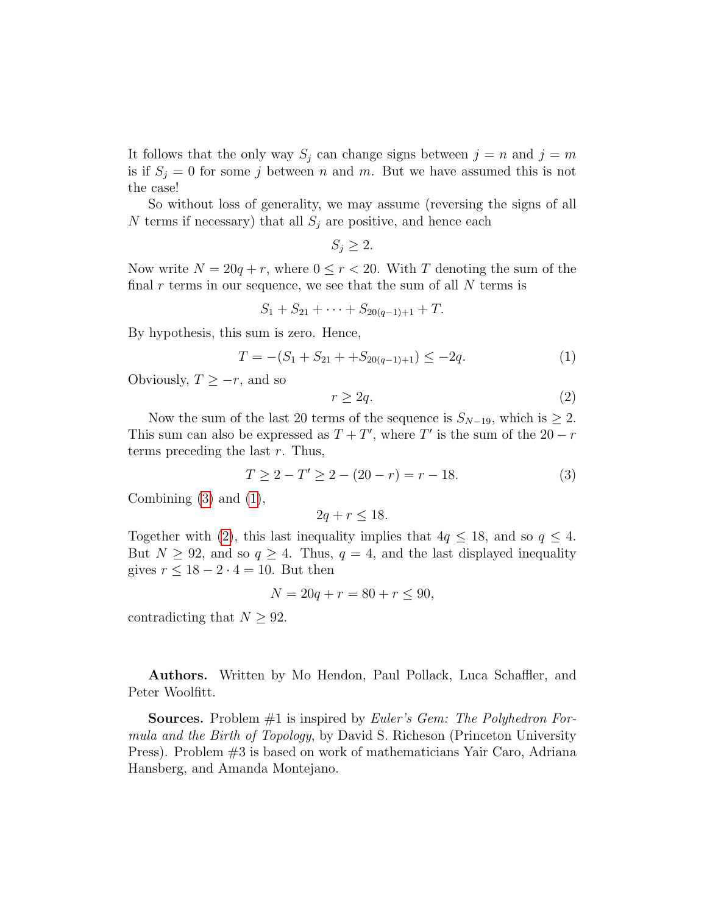It follows that the only way $S_j$ can change signs between $j = n$ and $j = m$ is if $S_j = 0$ for some $j$ between $n$ and $m$. But we have assumed this is not the case!

So without loss of generality, we may assume (reversing the signs of all $N$ terms if necessary) that all $S_j$ are positive, and hence each

$$S_j \geq 2.$$

Now write $N = 20q + r$, where $0 \leq r < 20$. With $T$ denoting the sum of the final $r$ terms in our sequence, we see that the sum of all $N$ terms is

$$S_1 + S_{21} + \cdots + S_{20(q-1)+1} + T.$$

By hypothesis, this sum is zero. Hence,

$$T = -(S_1 + S_{21} + +S_{20(q-1)+1}) \leq -2q. \tag{1}$$

Obviously, $T \geq -r$, and so

$$r \geq 2q. \tag{2}$$

Now the sum of the last 20 terms of the sequence is $S_{N-19}$, which is $\geq 2$. This sum can also be expressed as $T + T'$, where $T'$ is the sum of the $20 - r$ terms preceding the last $r$. Thus,

$$T \geq 2 - T' \geq 2 - (20 - r) = r - 18. \tag{3}$$

Combining (3) and (1),

$$2q + r \leq 18.$$

Together with (2), this last inequality implies that $4q \leq 18$, and so $q \leq 4$. But $N \geq 92$, and so $q \geq 4$. Thus, $q = 4$, and the last displayed inequality gives $r \leq 18 - 2 \cdot 4 = 10$. But then

$$N = 20q + r = 80 + r \leq 90,$$

contradicting that $N \geq 92$.

**Authors.** Written by Mo Hendon, Paul Pollack, Luca Schaffler, and Peter Woolfitt.

**Sources.** Problem #1 is inspired by *Euler's Gem: The Polyhedron Formula and the Birth of Topology*, by David S. Richeson (Princeton University Press). Problem #3 is based on work of mathematicians Yair Caro, Adriana Hansberg, and Amanda Montejano.